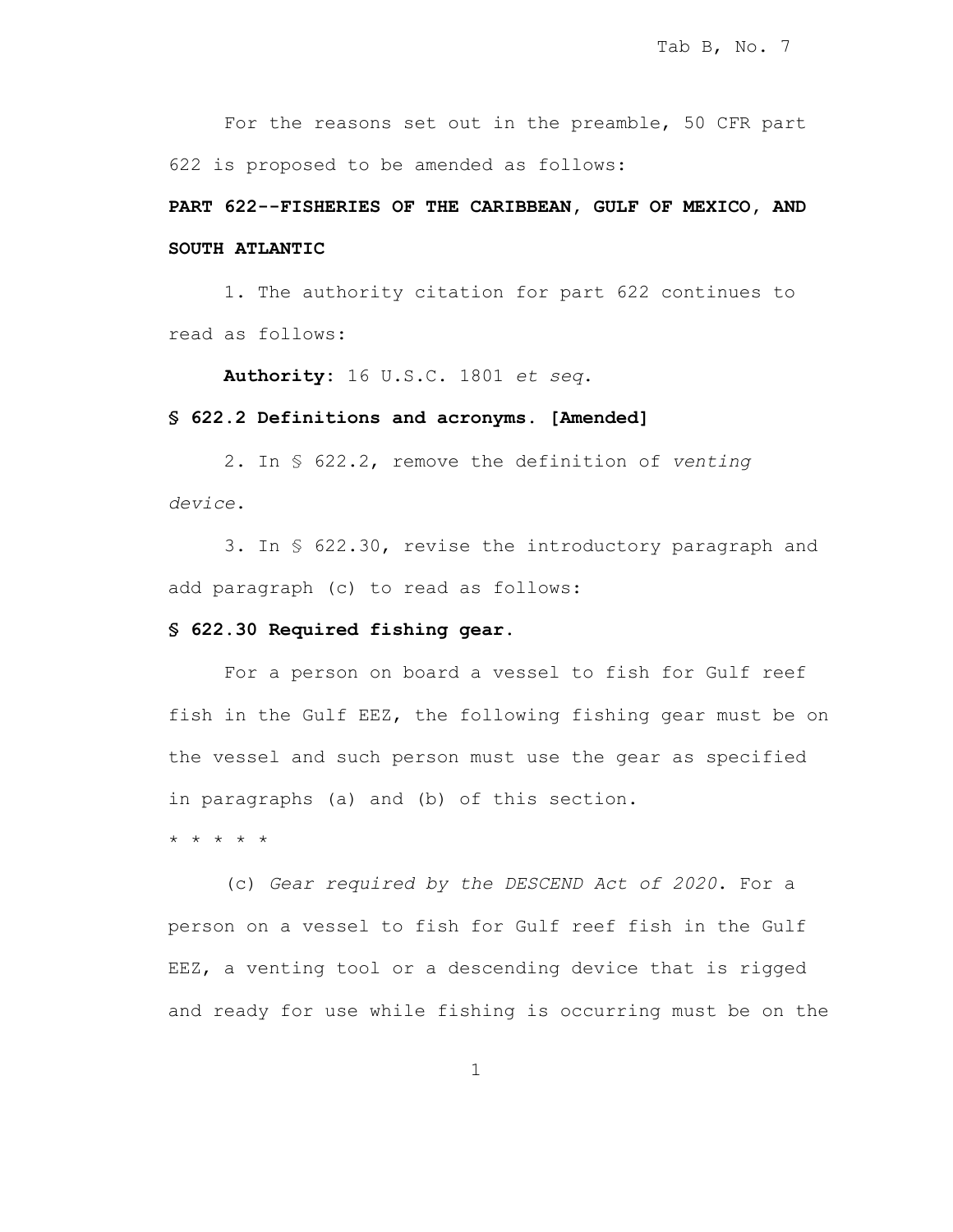For the reasons set out in the preamble, 50 CFR part 622 is proposed to be amended as follows:

**PART 622--FISHERIES OF THE CARIBBEAN, GULF OF MEXICO, AND SOUTH ATLANTIC**

1. The authority citation for part 622 continues to read as follows:

**Authority**: 16 U.S.C. 1801 *et seq*.

**§ 622.2 Definitions and acronyms. [Amended]**

2. In § 622.2, remove the definition of *venting device*.

3. In § 622.30, revise the introductory paragraph and add paragraph (c) to read as follows:

**§ 622.30 Required fishing gear.**

For a person on board a vessel to fish for Gulf reef fish in the Gulf EEZ, the following fishing gear must be on the vessel and such person must use the gear as specified in paragraphs (a) and (b) of this section.

* * * * *

(c) *Gear required by the DESCEND Act of 2020*. For a person on a vessel to fish for Gulf reef fish in the Gulf EEZ, a venting tool or a descending device that is rigged and ready for use while fishing is occurring must be on the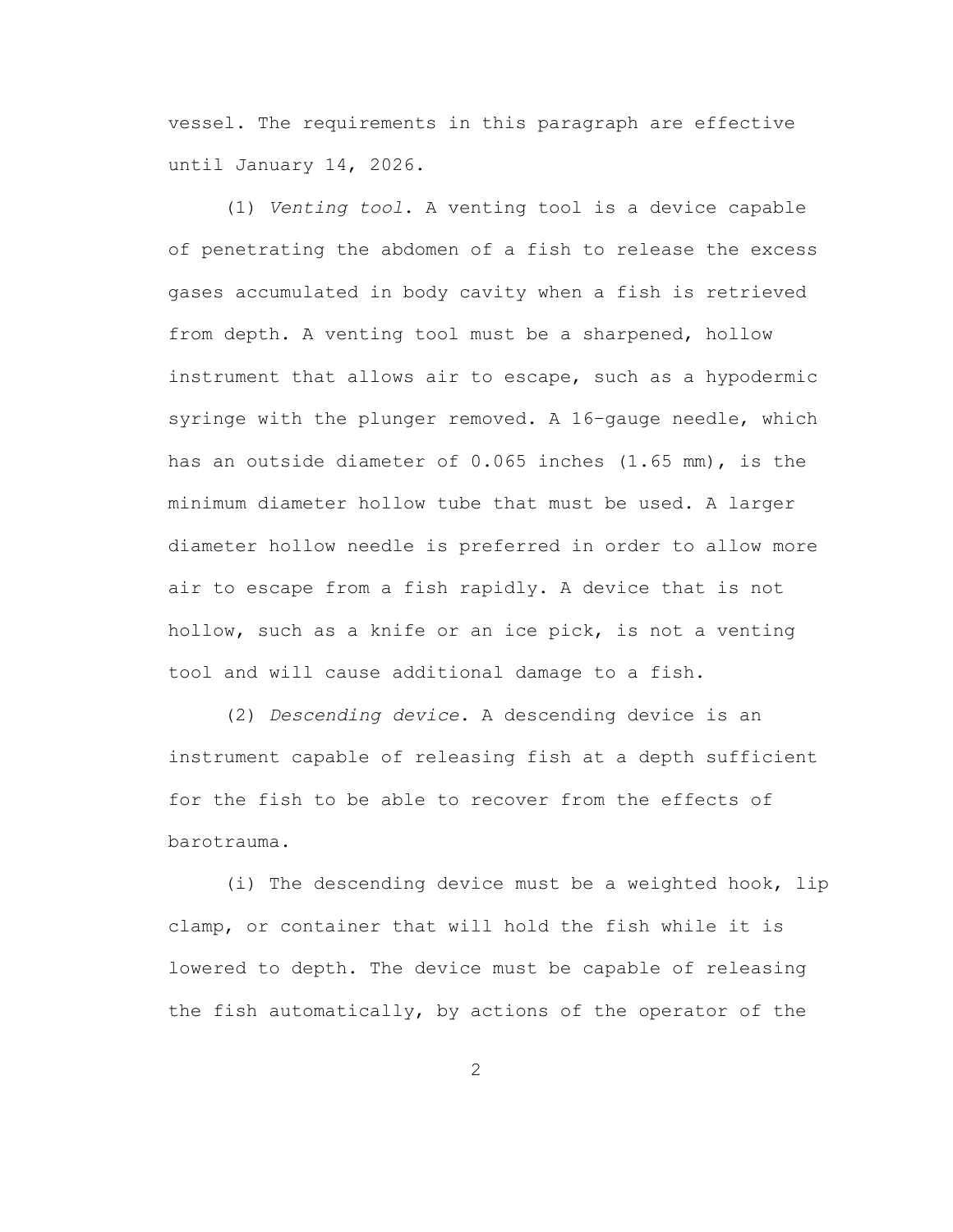vessel. The requirements in this paragraph are effective until January 14, 2026.

(1) *Venting tool*. A venting tool is a device capable of penetrating the abdomen of a fish to release the excess gases accumulated in body cavity when a fish is retrieved from depth. A venting tool must be a sharpened, hollow instrument that allows air to escape, such as a hypodermic syringe with the plunger removed. A 16–gauge needle, which has an outside diameter of 0.065 inches (1.65 mm), is the minimum diameter hollow tube that must be used. A larger diameter hollow needle is preferred in order to allow more air to escape from a fish rapidly. A device that is not hollow, such as a knife or an ice pick, is not a venting tool and will cause additional damage to a fish.

(2) *Descending device*. A descending device is an instrument capable of releasing fish at a depth sufficient for the fish to be able to recover from the effects of barotrauma.

(i) The descending device must be a weighted hook, lip clamp, or container that will hold the fish while it is lowered to depth. The device must be capable of releasing the fish automatically, by actions of the operator of the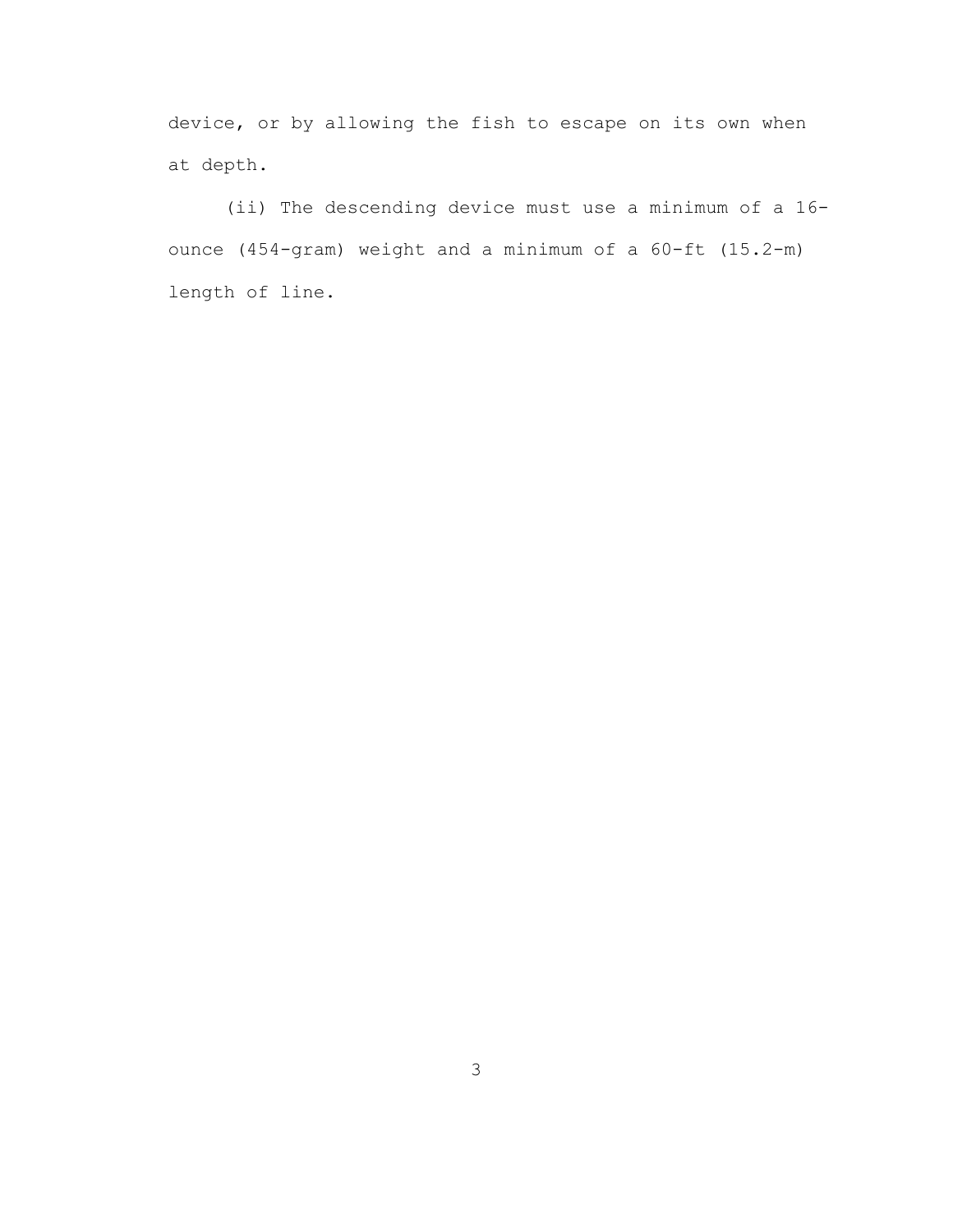device, or by allowing the fish to escape on its own when at depth.

(ii) The descending device must use a minimum of a 16-ounce (454-gram) weight and a minimum of a 60-ft (15.2-m) length of line.